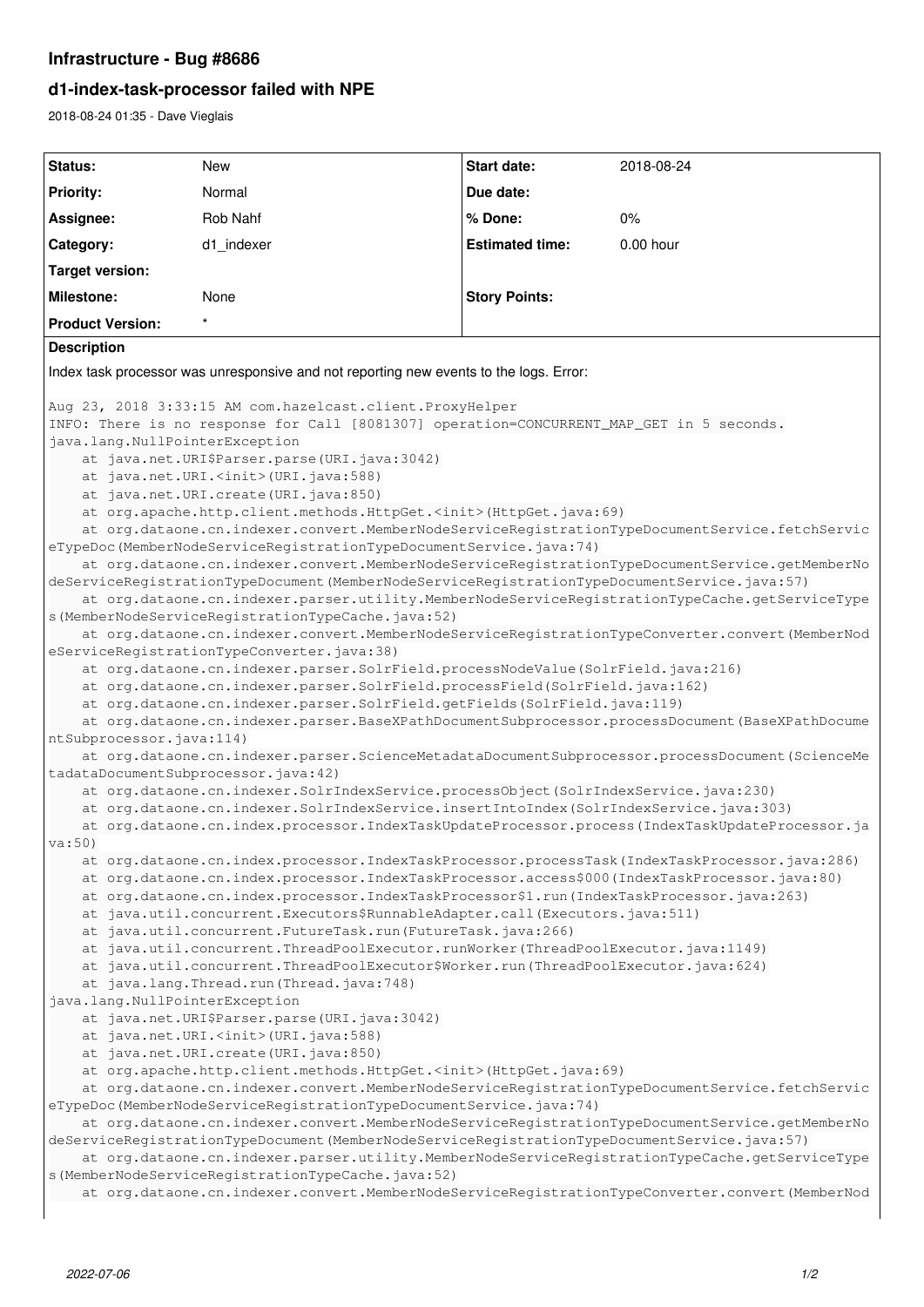# Infrastructure - Bug #8686

## d1-index-task-processor failed with NPE

2018-08-24 01:35 - Dave Vieglais

| Status: | New | Start date: | 2018-08-24 |
|---|---|---|---|
| Priority: | Normal | Due date: | |
| Assignee: | Rob Nahf | % Done: | 0% |
| Category: | d1_indexer | Estimated time: | 0.00 hour |
| Target version: | | | |
| Milestone: | None | Story Points: | |
| Product Version: | * | | |

**Description**

Index task processor was unresponsive and not reporting new events to the logs. Error:

```
Aug 23, 2018 3:33:15 AM com.hazelcast.client.ProxyHelper
INFO: There is no response for Call [8081307] operation=CONCURRENT_MAP_GET in 5 seconds.
java.lang.NullPointerException
    at java.net.URI$Parser.parse(URI.java:3042)
    at java.net.URI.<init>(URI.java:588)
    at java.net.URI.create(URI.java:850)
    at org.apache.http.client.methods.HttpGet.<init>(HttpGet.java:69)
    at org.dataone.cn.indexer.convert.MemberNodeServiceRegistrationTypeDocumentService.fetchServiceTypeDoc(MemberNodeServiceRegistrationTypeDocumentService.java:74)
    at org.dataone.cn.indexer.convert.MemberNodeServiceRegistrationTypeDocumentService.getMemberNodeServiceRegistrationTypeDocument(MemberNodeServiceRegistrationTypeDocumentService.java:57)
    at org.dataone.cn.indexer.parser.utility.MemberNodeServiceRegistrationTypeCache.getServiceTypes(MemberNodeServiceRegistrationTypeCache.java:52)
    at org.dataone.cn.indexer.convert.MemberNodeServiceRegistrationTypeConverter.convert(MemberNodeServiceRegistrationTypeConverter.java:38)
    at org.dataone.cn.indexer.parser.SolrField.processNodeValue(SolrField.java:216)
    at org.dataone.cn.indexer.parser.SolrField.processField(SolrField.java:162)
    at org.dataone.cn.indexer.parser.SolrField.getFields(SolrField.java:119)
    at org.dataone.cn.indexer.parser.BaseXPathDocumentSubprocessor.processDocument(BaseXPathDocumentSubprocessor.java:114)
    at org.dataone.cn.indexer.parser.ScienceMetadataDocumentSubprocessor.processDocument(ScienceMetadataDocumentSubprocessor.java:42)
    at org.dataone.cn.indexer.SolrIndexService.processObject(SolrIndexService.java:230)
    at org.dataone.cn.indexer.SolrIndexService.insertIntoIndex(SolrIndexService.java:303)
    at org.dataone.cn.index.processor.IndexTaskUpdateProcessor.process(IndexTaskUpdateProcessor.java:50)
    at org.dataone.cn.index.processor.IndexTaskProcessor.processTask(IndexTaskProcessor.java:286)
    at org.dataone.cn.index.processor.IndexTaskProcessor.access$000(IndexTaskProcessor.java:80)
    at org.dataone.cn.index.processor.IndexTaskProcessor$1.run(IndexTaskProcessor.java:263)
    at java.util.concurrent.Executors$RunnableAdapter.call(Executors.java:511)
    at java.util.concurrent.FutureTask.run(FutureTask.java:266)
    at java.util.concurrent.ThreadPoolExecutor.runWorker(ThreadPoolExecutor.java:1149)
    at java.util.concurrent.ThreadPoolExecutor$Worker.run(ThreadPoolExecutor.java:624)
    at java.lang.Thread.run(Thread.java:748)
java.lang.NullPointerException
    at java.net.URI$Parser.parse(URI.java:3042)
    at java.net.URI.<init>(URI.java:588)
    at java.net.URI.create(URI.java:850)
    at org.apache.http.client.methods.HttpGet.<init>(HttpGet.java:69)
    at org.dataone.cn.indexer.convert.MemberNodeServiceRegistrationTypeDocumentService.fetchServiceTypeDoc(MemberNodeServiceRegistrationTypeDocumentService.java:74)
    at org.dataone.cn.indexer.convert.MemberNodeServiceRegistrationTypeDocumentService.getMemberNodeServiceRegistrationTypeDocument(MemberNodeServiceRegistrationTypeDocumentService.java:57)
    at org.dataone.cn.indexer.parser.utility.MemberNodeServiceRegistrationTypeCache.getServiceTypes(MemberNodeServiceRegistrationTypeCache.java:52)
    at org.dataone.cn.indexer.convert.MemberNodeServiceRegistrationTypeConverter.convert(MemberNod
```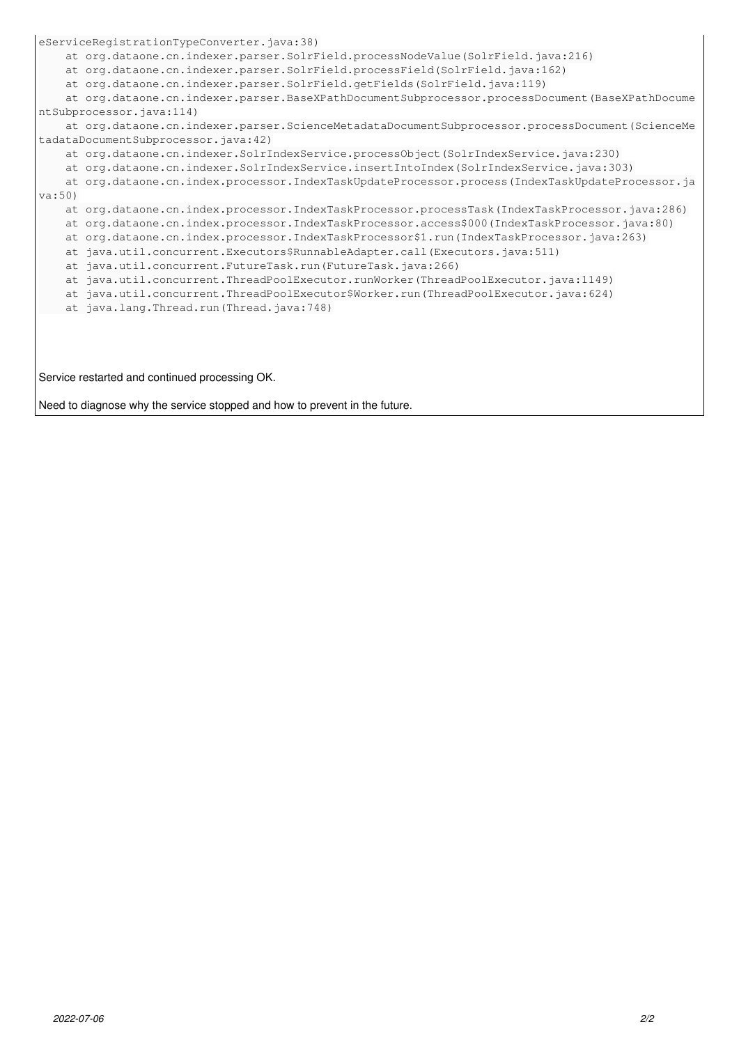```
eServiceRegistrationTypeConverter.java:38)
    at org.dataone.cn.indexer.parser.SolrField.processNodeValue(SolrField.java:216)
    at org.dataone.cn.indexer.parser.SolrField.processField(SolrField.java:162)
    at org.dataone.cn.indexer.parser.SolrField.getFields(SolrField.java:119)
    at org.dataone.cn.indexer.parser.BaseXPathDocumentSubprocessor.processDocument(BaseXPathDocumentSubprocessor.java:114)
    at org.dataone.cn.indexer.parser.ScienceMetadataDocumentSubprocessor.processDocument(ScienceMetadataDocumentSubprocessor.java:42)
    at org.dataone.cn.indexer.SolrIndexService.processObject(SolrIndexService.java:230)
    at org.dataone.cn.indexer.SolrIndexService.insertIntoIndex(SolrIndexService.java:303)
    at org.dataone.cn.index.processor.IndexTaskUpdateProcessor.process(IndexTaskUpdateProcessor.java:50)
    at org.dataone.cn.index.processor.IndexTaskProcessor.processTask(IndexTaskProcessor.java:286)
    at org.dataone.cn.index.processor.IndexTaskProcessor.access$000(IndexTaskProcessor.java:80)
    at org.dataone.cn.index.processor.IndexTaskProcessor$1.run(IndexTaskProcessor.java:263)
    at java.util.concurrent.Executors$RunnableAdapter.call(Executors.java:511)
    at java.util.concurrent.FutureTask.run(FutureTask.java:266)
    at java.util.concurrent.ThreadPoolExecutor.runWorker(ThreadPoolExecutor.java:1149)
    at java.util.concurrent.ThreadPoolExecutor$Worker.run(ThreadPoolExecutor.java:624)
    at java.lang.Thread.run(Thread.java:748)
```

Service restarted and continued processing OK.

Need to diagnose why the service stopped and how to prevent in the future.